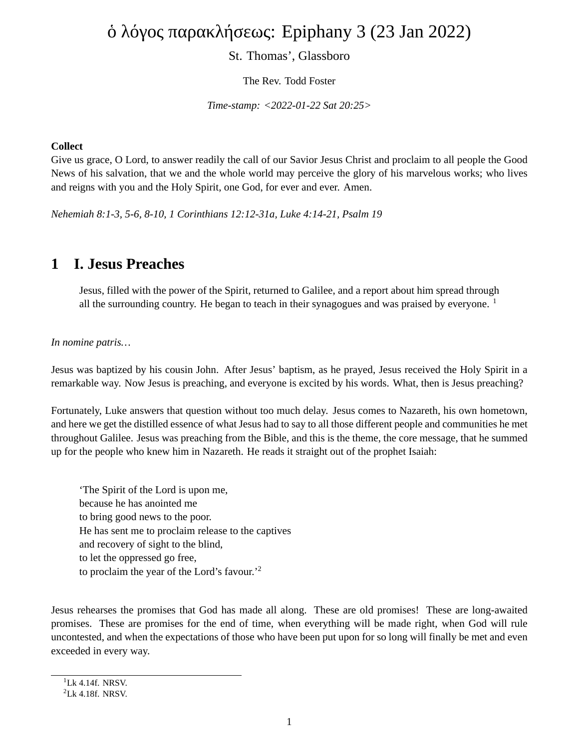# ὁ λόγος παρακλήσεως: Epiphany 3 (23 Jan 2022)

St. Thomas’, Glassboro

The Rev. Todd Foster

*Time-stamp: <2022-01-22 Sat 20:25>*

**Collect**
Give us grace, O Lord, to answer readily the call of our Savior Jesus Christ and proclaim to all people the Good News of his salvation, that we and the whole world may perceive the glory of his marvelous works; who lives and reigns with you and the Holy Spirit, one God, for ever and ever. Amen.

*Nehemiah 8:1-3, 5-6, 8-10, 1 Corinthians 12:12-31a, Luke 4:14-21, Psalm 19*

## 1 I. Jesus Preaches

> Jesus, filled with the power of the Spirit, returned to Galilee, and a report about him spread through all the surrounding country. He began to teach in their synagogues and was praised by everyone. [1]

*In nomine patris…*

Jesus was baptized by his cousin John. After Jesus’ baptism, as he prayed, Jesus received the Holy Spirit in a remarkable way. Now Jesus is preaching, and everyone is excited by his words. What, then is Jesus preaching?

Fortunately, Luke answers that question without too much delay. Jesus comes to Nazareth, his own hometown, and here we get the distilled essence of what Jesus had to say to all those different people and communities he met throughout Galilee. Jesus was preaching from the Bible, and this is the theme, the core message, that he summed up for the people who knew him in Nazareth. He reads it straight out of the prophet Isaiah:

> ‘The Spirit of the Lord is upon me,
> because he has anointed me
> to bring good news to the poor.
> He has sent me to proclaim release to the captives
> and recovery of sight to the blind,
> to let the oppressed go free,
> to proclaim the year of the Lord’s favour.’[2]

Jesus rehearses the promises that God has made all along. These are old promises! These are long-awaited promises. These are promises for the end of time, when everything will be made right, when God will rule uncontested, and when the expectations of those who have been put upon for so long will finally be met and even exceeded in every way.

[1] Lk 4.14f. NRSV.
[2] Lk 4.18f. NRSV.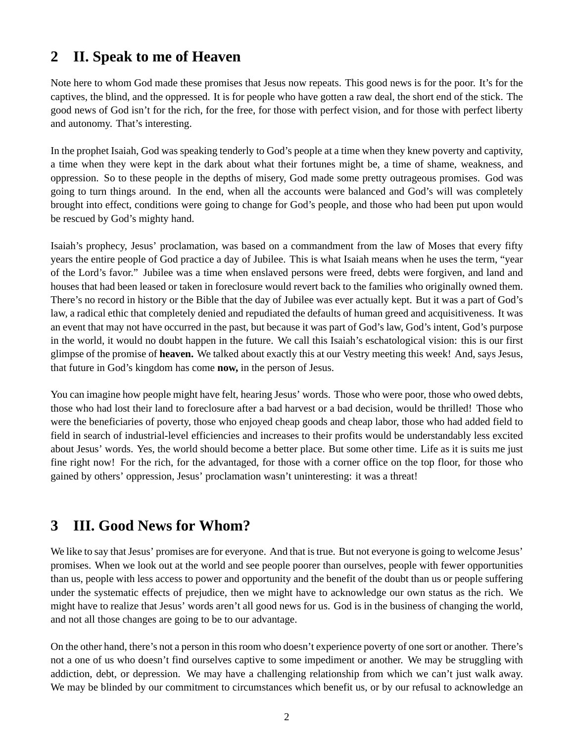## 2 II. Speak to me of Heaven

Note here to whom God made these promises that Jesus now repeats. This good news is for the poor. It's for the captives, the blind, and the oppressed. It is for people who have gotten a raw deal, the short end of the stick. The good news of God isn't for the rich, for the free, for those with perfect vision, and for those with perfect liberty and autonomy. That's interesting.

In the prophet Isaiah, God was speaking tenderly to God's people at a time when they knew poverty and captivity, a time when they were kept in the dark about what their fortunes might be, a time of shame, weakness, and oppression. So to these people in the depths of misery, God made some pretty outrageous promises. God was going to turn things around. In the end, when all the accounts were balanced and God's will was completely brought into effect, conditions were going to change for God's people, and those who had been put upon would be rescued by God's mighty hand.

Isaiah's prophecy, Jesus' proclamation, was based on a commandment from the law of Moses that every fifty years the entire people of God practice a day of Jubilee. This is what Isaiah means when he uses the term, "year of the Lord's favor." Jubilee was a time when enslaved persons were freed, debts were forgiven, and land and houses that had been leased or taken in foreclosure would revert back to the families who originally owned them. There's no record in history or the Bible that the day of Jubilee was ever actually kept. But it was a part of God's law, a radical ethic that completely denied and repudiated the defaults of human greed and acquisitiveness. It was an event that may not have occurred in the past, but because it was part of God's law, God's intent, God's purpose in the world, it would no doubt happen in the future. We call this Isaiah's eschatological vision: this is our first glimpse of the promise of **heaven.** We talked about exactly this at our Vestry meeting this week! And, says Jesus, that future in God's kingdom has come **now,** in the person of Jesus.

You can imagine how people might have felt, hearing Jesus' words. Those who were poor, those who owed debts, those who had lost their land to foreclosure after a bad harvest or a bad decision, would be thrilled! Those who were the beneficiaries of poverty, those who enjoyed cheap goods and cheap labor, those who had added field to field in search of industrial-level efficiencies and increases to their profits would be understandably less excited about Jesus' words. Yes, the world should become a better place. But some other time. Life as it is suits me just fine right now! For the rich, for the advantaged, for those with a corner office on the top floor, for those who gained by others' oppression, Jesus' proclamation wasn't uninteresting: it was a threat!

## 3 III. Good News for Whom?

We like to say that Jesus' promises are for everyone. And that is true. But not everyone is going to welcome Jesus' promises. When we look out at the world and see people poorer than ourselves, people with fewer opportunities than us, people with less access to power and opportunity and the benefit of the doubt than us or people suffering under the systematic effects of prejudice, then we might have to acknowledge our own status as the rich. We might have to realize that Jesus' words aren't all good news for us. God is in the business of changing the world, and not all those changes are going to be to our advantage.

On the other hand, there's not a person in this room who doesn't experience poverty of one sort or another. There's not a one of us who doesn't find ourselves captive to some impediment or another. We may be struggling with addiction, debt, or depression. We may have a challenging relationship from which we can't just walk away. We may be blinded by our commitment to circumstances which benefit us, or by our refusal to acknowledge an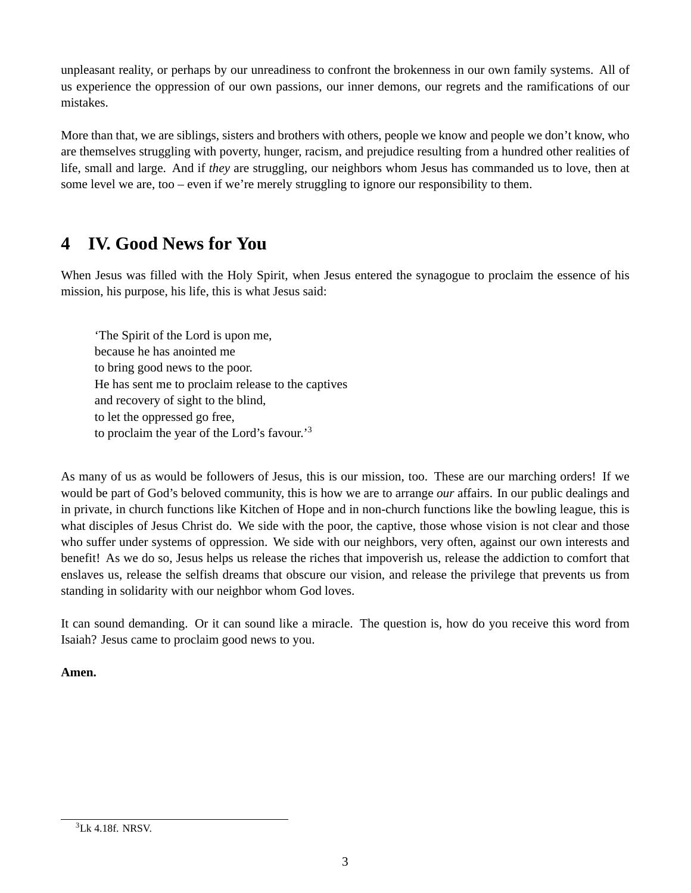unpleasant reality, or perhaps by our unreadiness to confront the brokenness in our own family systems. All of us experience the oppression of our own passions, our inner demons, our regrets and the ramifications of our mistakes.

More than that, we are siblings, sisters and brothers with others, people we know and people we don't know, who are themselves struggling with poverty, hunger, racism, and prejudice resulting from a hundred other realities of life, small and large. And if *they* are struggling, our neighbors whom Jesus has commanded us to love, then at some level we are, too – even if we're merely struggling to ignore our responsibility to them.

## 4 IV. Good News for You

When Jesus was filled with the Holy Spirit, when Jesus entered the synagogue to proclaim the essence of his mission, his purpose, his life, this is what Jesus said:

> 'The Spirit of the Lord is upon me,
> because he has anointed me
> to bring good news to the poor.
> He has sent me to proclaim release to the captives
> and recovery of sight to the blind,
> to let the oppressed go free,
> to proclaim the year of the Lord's favour.'[3]

As many of us as would be followers of Jesus, this is our mission, too. These are our marching orders! If we would be part of God's beloved community, this is how we are to arrange *our* affairs. In our public dealings and in private, in church functions like Kitchen of Hope and in non-church functions like the bowling league, this is what disciples of Jesus Christ do. We side with the poor, the captive, those whose vision is not clear and those who suffer under systems of oppression. We side with our neighbors, very often, against our own interests and benefit! As we do so, Jesus helps us release the riches that impoverish us, release the addiction to comfort that enslaves us, release the selfish dreams that obscure our vision, and release the privilege that prevents us from standing in solidarity with our neighbor whom God loves.

It can sound demanding. Or it can sound like a miracle. The question is, how do you receive this word from Isaiah? Jesus came to proclaim good news to you.

**Amen.**

[3] Lk 4.18f. NRSV.